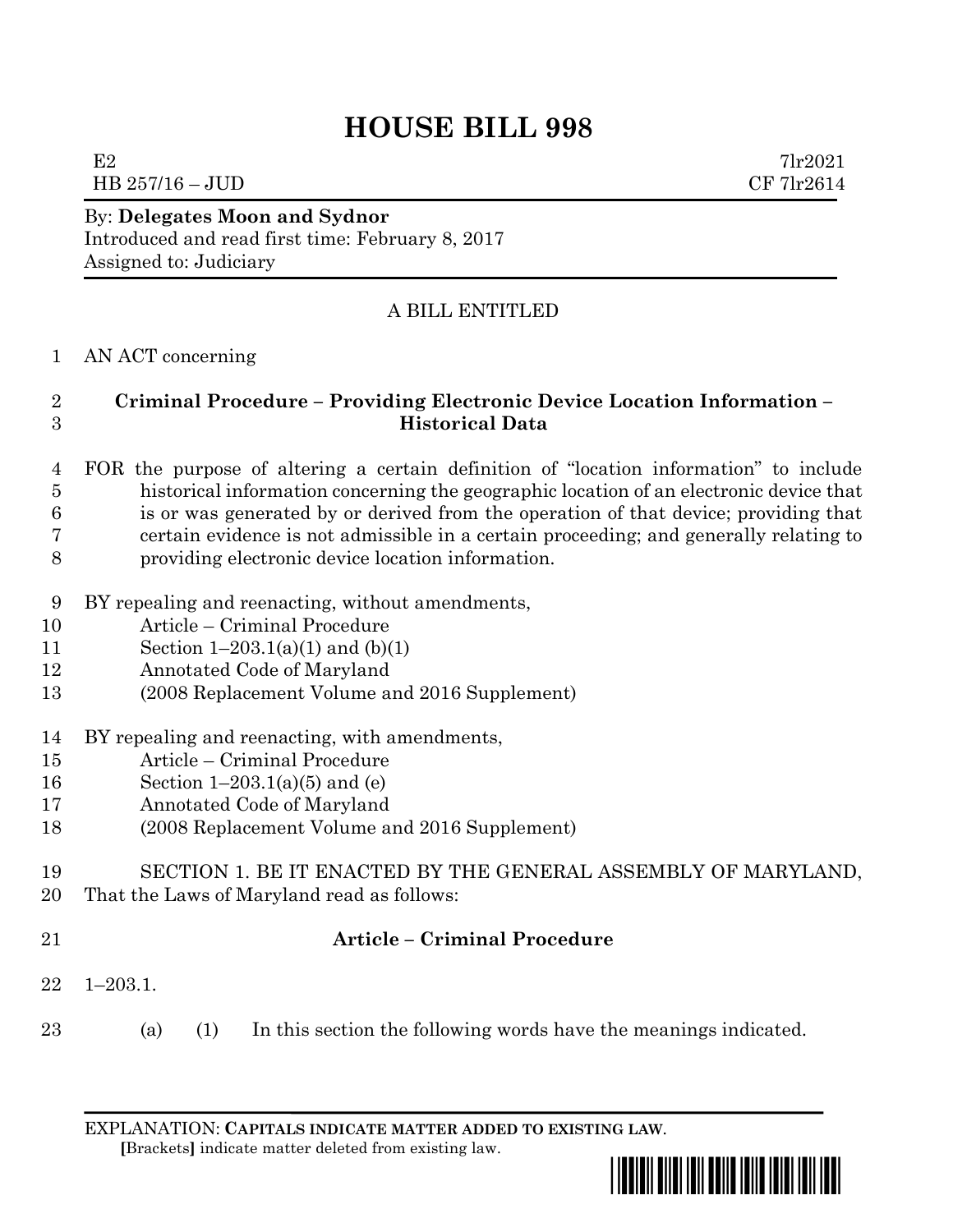# HOUSE BILL 998

E2 7lr2021
HB 257/16 – JUD CF 7lr2614

By: **Delegates Moon and Sydnor**
Introduced and read first time: February 8, 2017
Assigned to: Judiciary

A BILL ENTITLED

1 AN ACT concerning

2 **Criminal Procedure – Providing Electronic Device Location Information –**
3 **Historical Data**

4 FOR the purpose of altering a certain definition of "location information" to include
5 historical information concerning the geographic location of an electronic device that
6 is or was generated by or derived from the operation of that device; providing that
7 certain evidence is not admissible in a certain proceeding; and generally relating to
8 providing electronic device location information.

9 BY repealing and reenacting, without amendments,
10 Article – Criminal Procedure
11 Section 1–203.1(a)(1) and (b)(1)
12 Annotated Code of Maryland
13 (2008 Replacement Volume and 2016 Supplement)

14 BY repealing and reenacting, with amendments,
15 Article – Criminal Procedure
16 Section 1–203.1(a)(5) and (e)
17 Annotated Code of Maryland
18 (2008 Replacement Volume and 2016 Supplement)

19 SECTION 1. BE IT ENACTED BY THE GENERAL ASSEMBLY OF MARYLAND,
20 That the Laws of Maryland read as follows:

21 **Article – Criminal Procedure**

22 1–203.1.

23 (a) (1) In this section the following words have the meanings indicated.

EXPLANATION: **CAPITALS INDICATE MATTER ADDED TO EXISTING LAW**.
[Brackets] indicate matter deleted from existing law.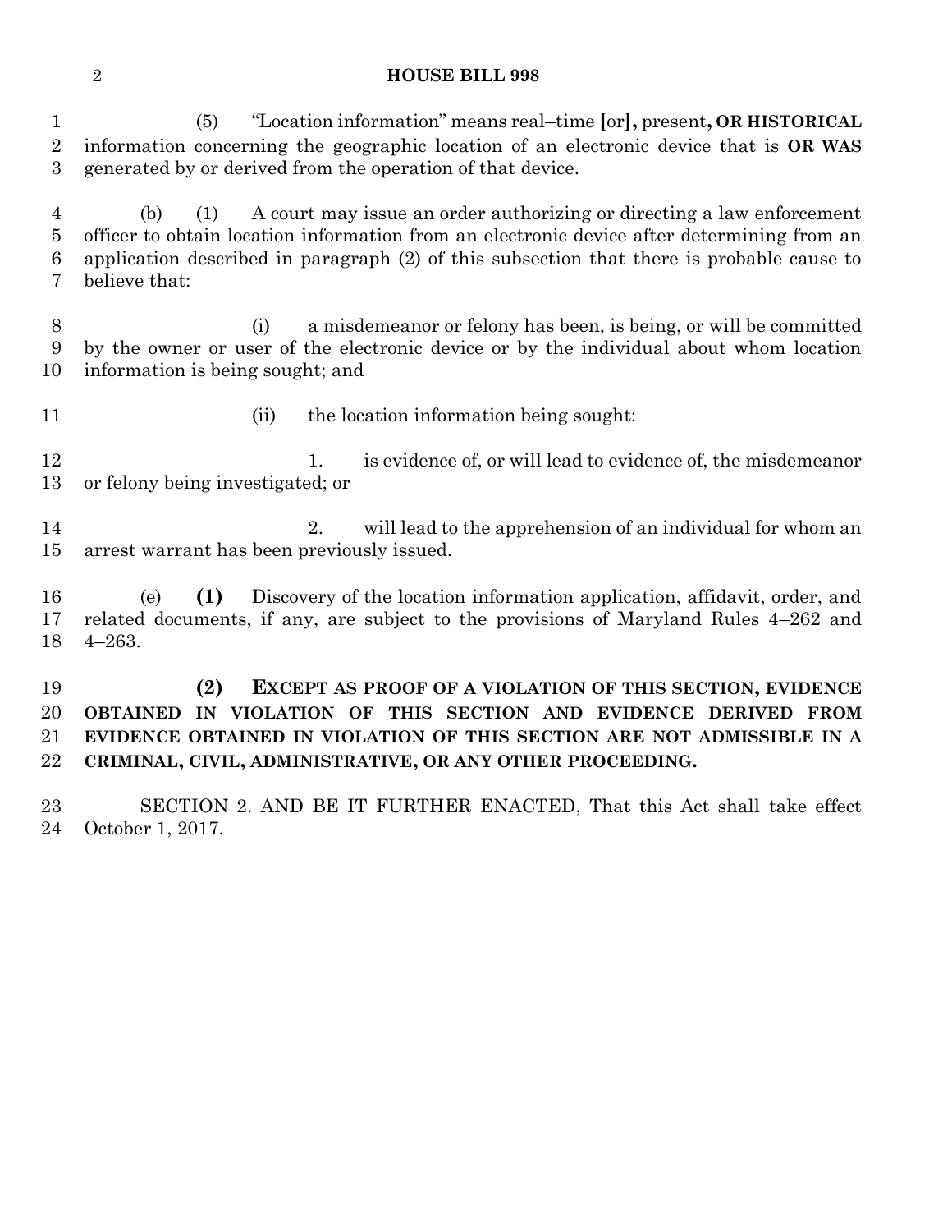(5) "Location information" means real–time [or], present, **OR HISTORICAL** information concerning the geographic location of an electronic device that is **OR WAS** generated by or derived from the operation of that device.

(b) (1) A court may issue an order authorizing or directing a law enforcement officer to obtain location information from an electronic device after determining from an application described in paragraph (2) of this subsection that there is probable cause to believe that:

(i) a misdemeanor or felony has been, is being, or will be committed by the owner or user of the electronic device or by the individual about whom location information is being sought; and

(ii) the location information being sought:

1. is evidence of, or will lead to evidence of, the misdemeanor or felony being investigated; or

2. will lead to the apprehension of an individual for whom an arrest warrant has been previously issued.

(e) **(1)** Discovery of the location information application, affidavit, order, and related documents, if any, are subject to the provisions of Maryland Rules 4–262 and 4–263.

**(2) EXCEPT AS PROOF OF A VIOLATION OF THIS SECTION, EVIDENCE OBTAINED IN VIOLATION OF THIS SECTION AND EVIDENCE DERIVED FROM EVIDENCE OBTAINED IN VIOLATION OF THIS SECTION ARE NOT ADMISSIBLE IN A CRIMINAL, CIVIL, ADMINISTRATIVE, OR ANY OTHER PROCEEDING.**

SECTION 2. AND BE IT FURTHER ENACTED, That this Act shall take effect October 1, 2017.